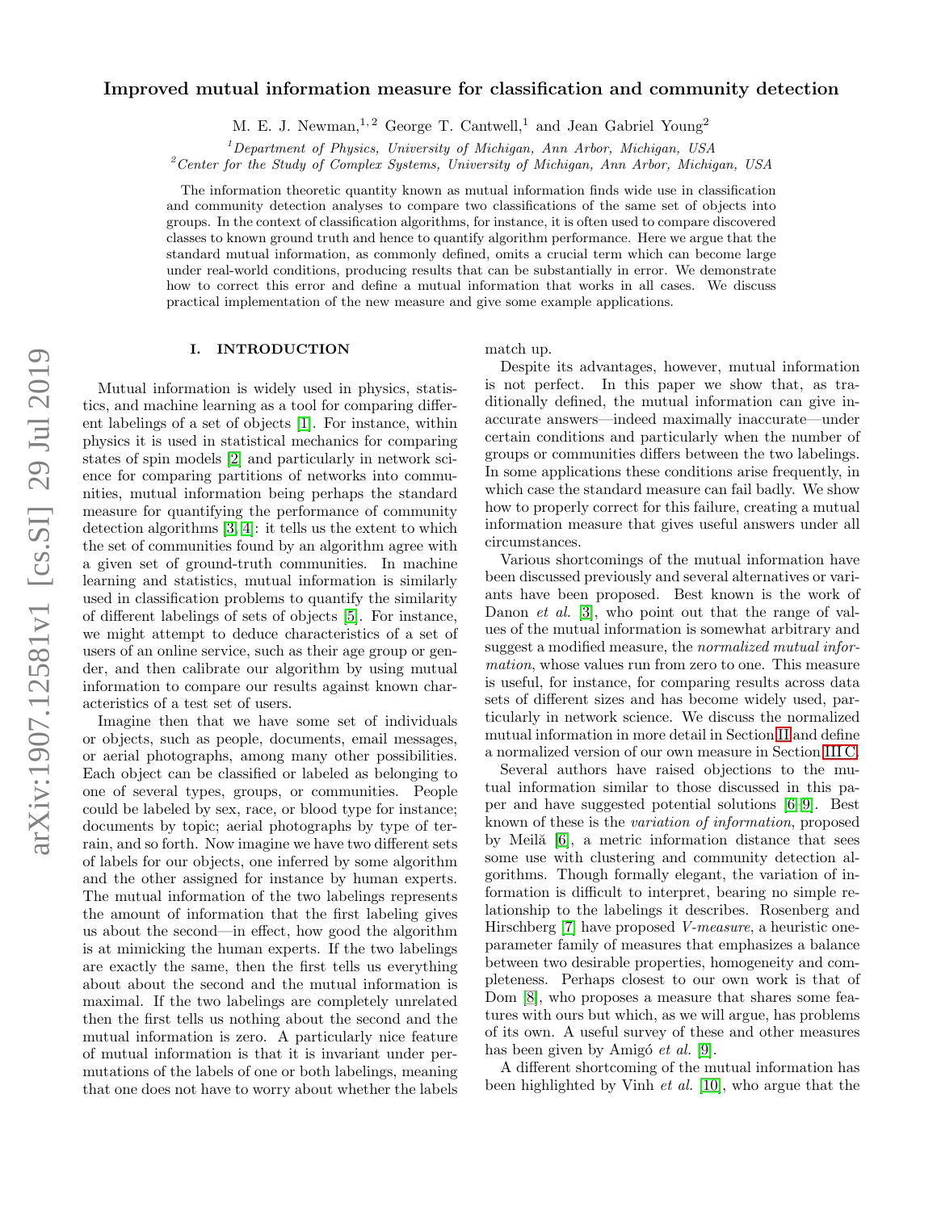# Improved mutual information measure for classification and community detection

M. E. J. Newman,[1,2] George T. Cantwell,[1] and Jean Gabriel Young[2]

[1]*Department of Physics, University of Michigan, Ann Arbor, Michigan, USA*
[2]*Center for the Study of Complex Systems, University of Michigan, Ann Arbor, Michigan, USA*

The information theoretic quantity known as mutual information finds wide use in classification and community detection analyses to compare two classifications of the same set of objects into groups. In the context of classification algorithms, for instance, it is often used to compare discovered classes to known ground truth and hence to quantify algorithm performance. Here we argue that the standard mutual information, as commonly defined, omits a crucial term which can become large under real-world conditions, producing results that can be substantially in error. We demonstrate how to correct this error and define a mutual information that works in all cases. We discuss practical implementation of the new measure and give some example applications.

## I. INTRODUCTION

Mutual information is widely used in physics, statistics, and machine learning as a tool for comparing different labelings of a set of objects [1]. For instance, within physics it is used in statistical mechanics for comparing states of spin models [2] and particularly in network science for comparing partitions of networks into communities, mutual information being perhaps the standard measure for quantifying the performance of community detection algorithms [3, 4]: it tells us the extent to which the set of communities found by an algorithm agree with a given set of ground-truth communities. In machine learning and statistics, mutual information is similarly used in classification problems to quantify the similarity of different labelings of sets of objects [5]. For instance, we might attempt to deduce characteristics of a set of users of an online service, such as their age group or gender, and then calibrate our algorithm by using mutual information to compare our results against known characteristics of a test set of users.

Imagine then that we have some set of individuals or objects, such as people, documents, email messages, or aerial photographs, among many other possibilities. Each object can be classified or labeled as belonging to one of several types, groups, or communities. People could be labeled by sex, race, or blood type for instance; documents by topic; aerial photographs by type of terrain, and so forth. Now imagine we have two different sets of labels for our objects, one inferred by some algorithm and the other assigned for instance by human experts. The mutual information of the two labelings represents the amount of information that the first labeling gives us about the second—in effect, how good the algorithm is at mimicking the human experts. If the two labelings are exactly the same, then the first tells us everything about about the second and the mutual information is maximal. If the two labelings are completely unrelated then the first tells us nothing about the second and the mutual information is zero. A particularly nice feature of mutual information is that it is invariant under permutations of the labels of one or both labelings, meaning that one does not have to worry about whether the labels match up.

Despite its advantages, however, mutual information is not perfect. In this paper we show that, as traditionally defined, the mutual information can give inaccurate answers—indeed maximally inaccurate—under certain conditions and particularly when the number of groups or communities differs between the two labelings. In some applications these conditions arise frequently, in which case the standard measure can fail badly. We show how to properly correct for this failure, creating a mutual information measure that gives useful answers under all circumstances.

Various shortcomings of the mutual information have been discussed previously and several alternatives or variants have been proposed. Best known is the work of Danon *et al.* [3], who point out that the range of values of the mutual information is somewhat arbitrary and suggest a modified measure, the *normalized mutual information*, whose values run from zero to one. This measure is useful, for instance, for comparing results across data sets of different sizes and has become widely used, particularly in network science. We discuss the normalized mutual information in more detail in Section II and define a normalized version of our own measure in Section III C.

Several authors have raised objections to the mutual information similar to those discussed in this paper and have suggested potential solutions [6–9]. Best known of these is the *variation of information*, proposed by Meilă [6], a metric information distance that sees some use with clustering and community detection algorithms. Though formally elegant, the variation of information is difficult to interpret, bearing no simple relationship to the labelings it describes. Rosenberg and Hirschberg [7] have proposed *V-measure*, a heuristic one-parameter family of measures that emphasizes a balance between two desirable properties, homogeneity and completeness. Perhaps closest to our own work is that of Dom [8], who proposes a measure that shares some features with ours but which, as we will argue, has problems of its own. A useful survey of these and other measures has been given by Amigó *et al.* [9].

A different shortcoming of the mutual information has been highlighted by Vinh *et al.* [10], who argue that the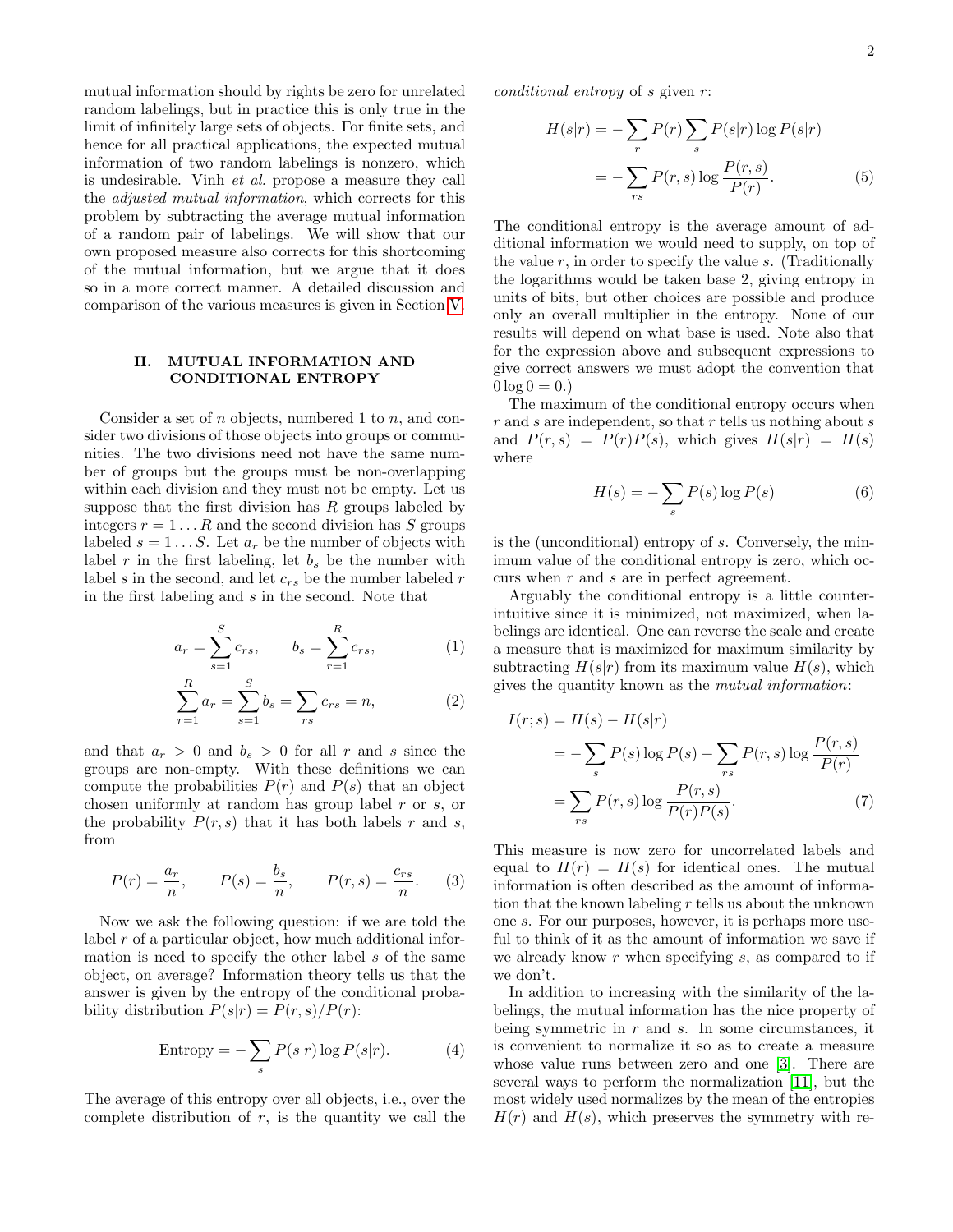mutual information should by rights be zero for unrelated random labelings, but in practice this is only true in the limit of infinitely large sets of objects. For finite sets, and hence for all practical applications, the expected mutual information of two random labelings is nonzero, which is undesirable. Vinh *et al.* propose a measure they call the *adjusted mutual information*, which corrects for this problem by subtracting the average mutual information of a random pair of labelings. We will show that our own proposed measure also corrects for this shortcoming of the mutual information, but we argue that it does so in a more correct manner. A detailed discussion and comparison of the various measures is given in Section V.

## II. MUTUAL INFORMATION AND CONDITIONAL ENTROPY

Consider a set of $n$ objects, numbered 1 to $n$, and consider two divisions of those objects into groups or communities. The two divisions need not have the same number of groups but the groups must be non-overlapping within each division and they must not be empty. Let us suppose that the first division has $R$ groups labeled by integers $r = 1 \ldots R$ and the second division has $S$ groups labeled $s = 1 \ldots S$. Let $a_r$ be the number of objects with label $r$ in the first labeling, let $b_s$ be the number with label $s$ in the second, and let $c_{rs}$ be the number labeled $r$ in the first labeling and $s$ in the second. Note that

$$a_r = \sum_{s=1}^{S} c_{rs}, \qquad b_s = \sum_{r=1}^{R} c_{rs}, \tag{1}$$

$$\sum_{r=1}^{R} a_r = \sum_{s=1}^{S} b_s = \sum_{rs} c_{rs} = n, \tag{2}$$

and that $a_r > 0$ and $b_s > 0$ for all $r$ and $s$ since the groups are non-empty. With these definitions we can compute the probabilities $P(r)$ and $P(s)$ that an object chosen uniformly at random has group label $r$ or $s$, or the probability $P(r,s)$ that it has both labels $r$ and $s$, from

$$P(r) = \frac{a_r}{n}, \qquad P(s) = \frac{b_s}{n}, \qquad P(r,s) = \frac{c_{rs}}{n}. \tag{3}$$

Now we ask the following question: if we are told the label $r$ of a particular object, how much additional information is need to specify the other label $s$ of the same object, on average? Information theory tells us that the answer is given by the entropy of the conditional probability distribution $P(s|r) = P(r,s)/P(r)$:

$$\text{Entropy} = -\sum_{s} P(s|r) \log P(s|r). \tag{4}$$

The average of this entropy over all objects, i.e., over the complete distribution of $r$, is the quantity we call the *conditional entropy* of $s$ given $r$:

$$\begin{aligned} H(s|r) &= -\sum_{r} P(r) \sum_{s} P(s|r) \log P(s|r) \\ &= -\sum_{rs} P(r,s) \log \frac{P(r,s)}{P(r)}. \end{aligned} \tag{5}$$

The conditional entropy is the average amount of additional information we would need to supply, on top of the value $r$, in order to specify the value $s$. (Traditionally the logarithms would be taken base 2, giving entropy in units of bits, but other choices are possible and produce only an overall multiplier in the entropy. None of our results will depend on what base is used. Note also that for the expression above and subsequent expressions to give correct answers we must adopt the convention that $0 \log 0 = 0$.)

The maximum of the conditional entropy occurs when $r$ and $s$ are independent, so that $r$ tells us nothing about $s$ and $P(r,s) = P(r)P(s)$, which gives $H(s|r) = H(s)$ where

$$H(s) = -\sum_{s} P(s) \log P(s) \tag{6}$$

is the (unconditional) entropy of $s$. Conversely, the minimum value of the conditional entropy is zero, which occurs when $r$ and $s$ are in perfect agreement.

Arguably the conditional entropy is a little counterintuitive since it is minimized, not maximized, when labelings are identical. One can reverse the scale and create a measure that is maximized for maximum similarity by subtracting $H(s|r)$ from its maximum value $H(s)$, which gives the quantity known as the *mutual information*:

$$\begin{aligned} I(r;s) &= H(s) - H(s|r) \\ &= -\sum_{s} P(s) \log P(s) + \sum_{rs} P(r,s) \log \frac{P(r,s)}{P(r)} \\ &= \sum_{rs} P(r,s) \log \frac{P(r,s)}{P(r)P(s)}. \end{aligned} \tag{7}$$

This measure is now zero for uncorrelated labels and equal to $H(r) = H(s)$ for identical ones. The mutual information is often described as the amount of information that the known labeling $r$ tells us about the unknown one $s$. For our purposes, however, it is perhaps more useful to think of it as the amount of information we save if we already know $r$ when specifying $s$, as compared to if we don't.

In addition to increasing with the similarity of the labelings, the mutual information has the nice property of being symmetric in $r$ and $s$. In some circumstances, it is convenient to normalize it so as to create a measure whose value runs between zero and one [3]. There are several ways to perform the normalization [11], but the most widely used normalizes by the mean of the entropies $H(r)$ and $H(s)$, which preserves the symmetry with re-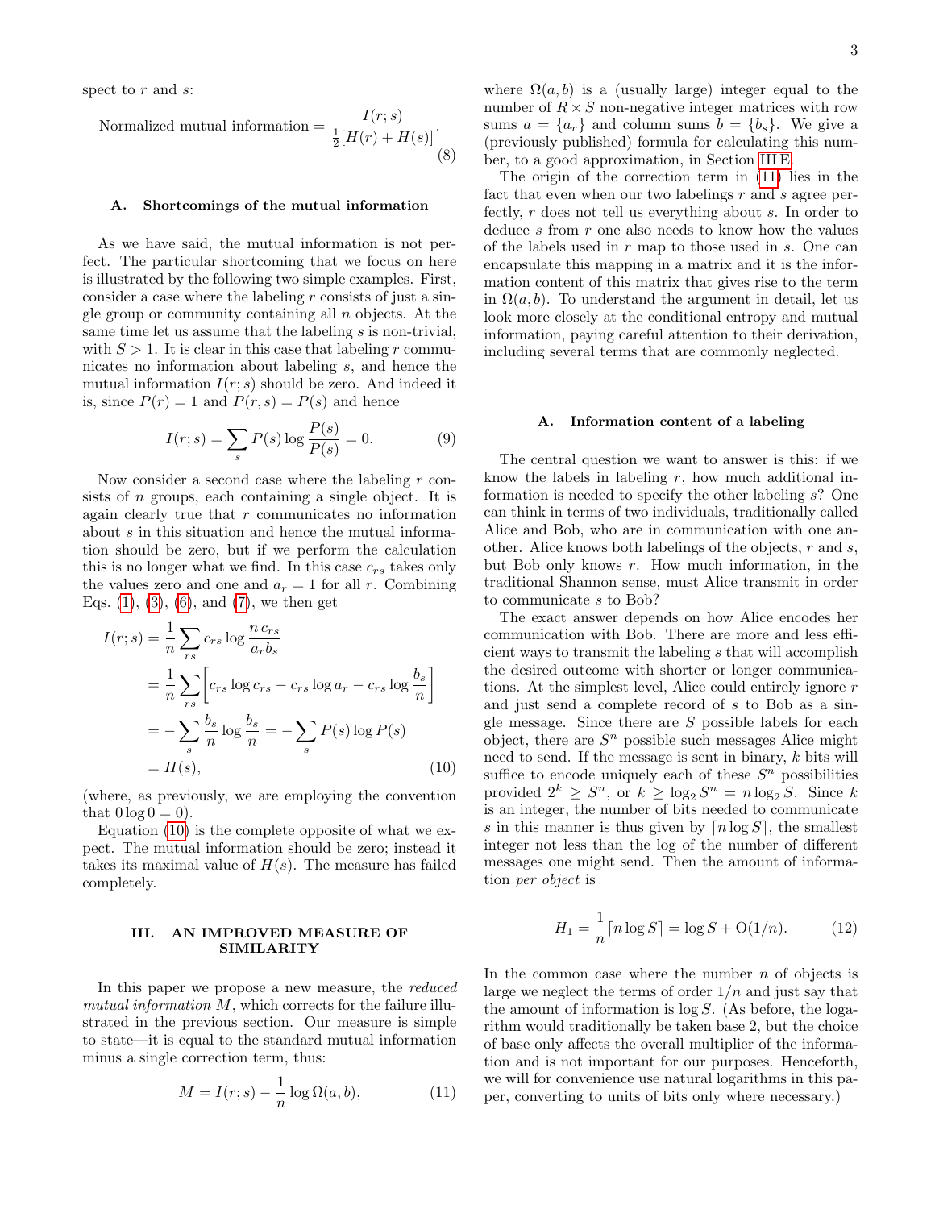spect to $r$ and $s$:

$$\text{Normalized mutual information} = \frac{I(r;s)}{\frac{1}{2}[H(r)+H(s)]}. \tag{8}$$

### A. Shortcomings of the mutual information

As we have said, the mutual information is not perfect. The particular shortcoming that we focus on here is illustrated by the following two simple examples. First, consider a case where the labeling $r$ consists of just a single group or community containing all $n$ objects. At the same time let us assume that the labeling $s$ is non-trivial, with $S > 1$. It is clear in this case that labeling $r$ communicates no information about labeling $s$, and hence the mutual information $I(r;s)$ should be zero. And indeed it is, since $P(r) = 1$ and $P(r,s) = P(s)$ and hence

$$I(r;s) = \sum_s P(s) \log \frac{P(s)}{P(s)} = 0. \tag{9}$$

Now consider a second case where the labeling $r$ consists of $n$ groups, each containing a single object. It is again clearly true that $r$ communicates no information about $s$ in this situation and hence the mutual information should be zero, but if we perform the calculation this is no longer what we find. In this case $c_{rs}$ takes only the values zero and one and $a_r = 1$ for all $r$. Combining Eqs. (1), (3), (6), and (7), we then get

$$\begin{aligned}
I(r;s) &= \frac{1}{n} \sum_{rs} c_{rs} \log \frac{n\, c_{rs}}{a_r b_s} \\
&= \frac{1}{n} \sum_{rs} \biggl[ c_{rs} \log c_{rs} - c_{rs} \log a_r - c_{rs} \log \frac{b_s}{n} \biggr] \\
&= -\sum_s \frac{b_s}{n} \log \frac{b_s}{n} = -\sum_s P(s) \log P(s) \\
&= H(s),
\end{aligned} \tag{10}$$

(where, as previously, we are employing the convention that $0 \log 0 = 0$).

Equation (10) is the complete opposite of what we expect. The mutual information should be zero; instead it takes its maximal value of $H(s)$. The measure has failed completely.

## III. AN IMPROVED MEASURE OF SIMILARITY

In this paper we propose a new measure, the *reduced mutual information* $M$, which corrects for the failure illustrated in the previous section. Our measure is simple to state—it is equal to the standard mutual information minus a single correction term, thus:

$$M = I(r;s) - \frac{1}{n} \log \Omega(a,b), \tag{11}$$

where $\Omega(a,b)$ is a (usually large) integer equal to the number of $R \times S$ non-negative integer matrices with row sums $a = \{a_r\}$ and column sums $b = \{b_s\}$. We give a (previously published) formula for calculating this number, to a good approximation, in Section III E.

The origin of the correction term in (11) lies in the fact that even when our two labelings $r$ and $s$ agree perfectly, $r$ does not tell us everything about $s$. In order to deduce $s$ from $r$ one also needs to know how the values of the labels used in $r$ map to those used in $s$. One can encapsulate this mapping in a matrix and it is the information content of this matrix that gives rise to the term in $\Omega(a,b)$. To understand the argument in detail, let us look more closely at the conditional entropy and mutual information, paying careful attention to their derivation, including several terms that are commonly neglected.

### A. Information content of a labeling

The central question we want to answer is this: if we know the labels in labeling $r$, how much additional information is needed to specify the other labeling $s$? One can think in terms of two individuals, traditionally called Alice and Bob, who are in communication with one another. Alice knows both labelings of the objects, $r$ and $s$, but Bob only knows $r$. How much information, in the traditional Shannon sense, must Alice transmit in order to communicate $s$ to Bob?

The exact answer depends on how Alice encodes her communication with Bob. There are more and less efficient ways to transmit the labeling $s$ that will accomplish the desired outcome with shorter or longer communications. At the simplest level, Alice could entirely ignore $r$ and just send a complete record of $s$ to Bob as a single message. Since there are $S$ possible labels for each object, there are $S^n$ possible such messages Alice might need to send. If the message is sent in binary, $k$ bits will suffice to encode uniquely each of these $S^n$ possibilities provided $2^k \geq S^n$, or $k \geq \log_2 S^n = n \log_2 S$. Since $k$ is an integer, the number of bits needed to communicate $s$ in this manner is thus given by $\lceil n \log S \rceil$, the smallest integer not less than the log of the number of different messages one might send. Then the amount of information *per object* is

$$H_1 = \frac{1}{n} \lceil n \log S \rceil = \log S + \mathrm{O}(1/n). \tag{12}$$

In the common case where the number $n$ of objects is large we neglect the terms of order $1/n$ and just say that the amount of information is $\log S$. (As before, the logarithm would traditionally be taken base 2, but the choice of base only affects the overall multiplier of the information and is not important for our purposes. Henceforth, we will for convenience use natural logarithms in this paper, converting to units of bits only where necessary.)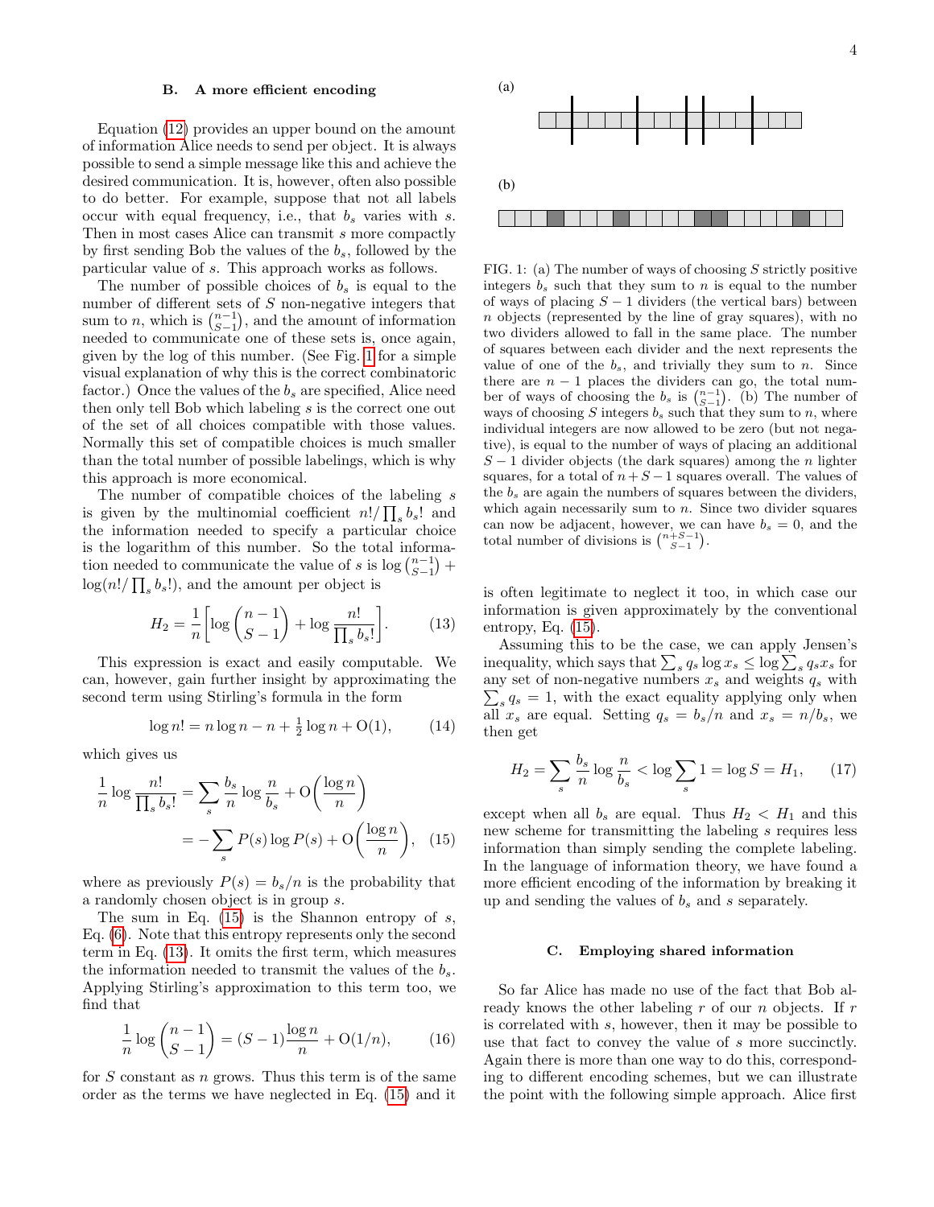### B. A more efficient encoding

Equation (12) provides an upper bound on the amount of information Alice needs to send per object. It is always possible to send a simple message like this and achieve the desired communication. It is, however, often also possible to do better. For example, suppose that not all labels occur with equal frequency, i.e., that $b_s$ varies with $s$. Then in most cases Alice can transmit $s$ more compactly by first sending Bob the values of the $b_s$, followed by the particular value of $s$. This approach works as follows.

The number of possible choices of $b_s$ is equal to the number of different sets of $S$ non-negative integers that sum to $n$, which is $\binom{n-1}{S-1}$, and the amount of information needed to communicate one of these sets is, once again, given by the log of this number. (See Fig. 1 for a simple visual explanation of why this is the correct combinatoric factor.) Once the values of the $b_s$ are specified, Alice need then only tell Bob which labeling $s$ is the correct one out of the set of all choices compatible with those values. Normally this set of compatible choices is much smaller than the total number of possible labelings, which is why this approach is more economical.

The number of compatible choices of the labeling $s$ is given by the multinomial coefficient $n!/\prod_s b_s!$ and the information needed to specify a particular choice is the logarithm of this number. So the total information needed to communicate the value of $s$ is $\log\binom{n-1}{S-1} + \log(n!/\prod_s b_s!)$, and the amount per object is

$$H_2 = \frac{1}{n}\biggl[\log\binom{n-1}{S-1} + \log\frac{n!}{\prod_s b_s!}\biggr]. \tag{13}$$

This expression is exact and easily computable. We can, however, gain further insight by approximating the second term using Stirling's formula in the form

$$\log n! = n\log n - n + \tfrac{1}{2}\log n + \mathrm{O}(1), \tag{14}$$

which gives us

$$\begin{aligned}\frac{1}{n}\log\frac{n!}{\prod_s b_s!} &= \sum_s \frac{b_s}{n}\log\frac{n}{b_s} + \mathrm{O}\biggl(\frac{\log n}{n}\biggr)\\ &= -\sum_s P(s)\log P(s) + \mathrm{O}\biggl(\frac{\log n}{n}\biggr),\end{aligned} \tag{15}$$

where as previously $P(s) = b_s/n$ is the probability that a randomly chosen object is in group $s$.

The sum in Eq. (15) is the Shannon entropy of $s$, Eq. (6). Note that this entropy represents only the second term in Eq. (13). It omits the first term, which measures the information needed to transmit the values of the $b_s$. Applying Stirling's approximation to this term too, we find that

$$\frac{1}{n}\log\binom{n-1}{S-1} = (S-1)\frac{\log n}{n} + \mathrm{O}(1/n), \tag{16}$$

for $S$ constant as $n$ grows. Thus this term is of the same order as the terms we have neglected in Eq. (15) and it is often legitimate to neglect it too, in which case our information is given approximately by the conventional entropy, Eq. (15).

Assuming this to be the case, we can apply Jensen's inequality, which says that $\sum_s q_s \log x_s \le \log\sum_s q_s x_s$ for any set of non-negative numbers $x_s$ and weights $q_s$ with $\sum_s q_s = 1$, with the exact equality applying only when all $x_s$ are equal. Setting $q_s = b_s/n$ and $x_s = n/b_s$, we then get

$$H_2 = \sum_s \frac{b_s}{n}\log\frac{n}{b_s} < \log\sum_s 1 = \log S = H_1, \tag{17}$$

except when all $b_s$ are equal. Thus $H_2 < H_1$ and this new scheme for transmitting the labeling $s$ requires less information than simply sending the complete labeling. In the language of information theory, we have found a more efficient encoding of the information by breaking it up and sending the values of $b_s$ and $s$ separately.

FIG. 1: (a) The number of ways of choosing $S$ strictly positive integers $b_s$ such that they sum to $n$ is equal to the number of ways of placing $S-1$ dividers (the vertical bars) between $n$ objects (represented by the line of gray squares), with no two dividers allowed to fall in the same place. The number of squares between each divider and the next represents the value of one of the $b_s$, and trivially they sum to $n$. Since there are $n-1$ places the dividers can go, the total number of ways of choosing the $b_s$ is $\binom{n-1}{S-1}$. (b) The number of ways of choosing $S$ integers $b_s$ such that they sum to $n$, where individual integers are now allowed to be zero (but not negative), is equal to the number of ways of placing an additional $S-1$ divider objects (the dark squares) among the $n$ lighter squares, for a total of $n+S-1$ squares overall. The values of the $b_s$ are again the numbers of squares between the dividers, which again necessarily sum to $n$. Since two divider squares can now be adjacent, however, we can have $b_s = 0$, and the total number of divisions is $\binom{n+S-1}{S-1}$.

### C. Employing shared information

So far Alice has made no use of the fact that Bob already knows the other labeling $r$ of our $n$ objects. If $r$ is correlated with $s$, however, then it may be possible to use that fact to convey the value of $s$ more succinctly. Again there is more than one way to do this, corresponding to different encoding schemes, but we can illustrate the point with the following simple approach. Alice first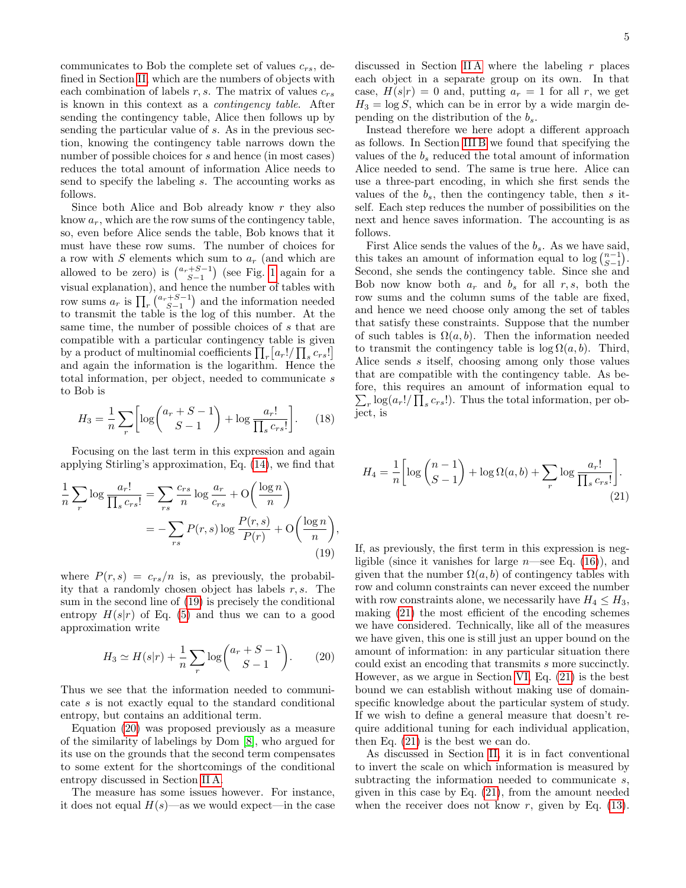communicates to Bob the complete set of values $c_{rs}$, defined in Section II, which are the numbers of objects with each combination of labels $r, s$. The matrix of values $c_{rs}$ is known in this context as a *contingency table*. After sending the contingency table, Alice then follows up by sending the particular value of $s$. As in the previous section, knowing the contingency table narrows down the number of possible choices for $s$ and hence (in most cases) reduces the total amount of information Alice needs to send to specify the labeling $s$. The accounting works as follows.

Since both Alice and Bob already know $r$ they also know $a_r$, which are the row sums of the contingency table, so, even before Alice sends the table, Bob knows that it must have these row sums. The number of choices for a row with $S$ elements which sum to $a_r$ (and which are allowed to be zero) is $\binom{a_r+S-1}{S-1}$ (see Fig. 1 again for a visual explanation), and hence the number of tables with row sums $a_r$ is $\prod_r \binom{a_r+S-1}{S-1}$ and the information needed to transmit the table is the log of this number. At the same time, the number of possible choices of $s$ that are compatible with a particular contingency table is given by a product of multinomial coefficients $\prod_r \bigl[a_r!/\prod_s c_{rs}!\bigr]$ and again the information is the logarithm. Hence the total information, per object, needed to communicate $s$ to Bob is

$$H_3 = \frac{1}{n}\sum_r \biggl[\log\binom{a_r+S-1}{S-1} + \log\frac{a_r!}{\prod_s c_{rs}!}\biggr]. \tag{18}$$

Focusing on the last term in this expression and again applying Stirling's approximation, Eq. (14), we find that

$$\begin{aligned}\frac{1}{n}\sum_r \log\frac{a_r!}{\prod_s c_{rs}!} &= \sum_{rs}\frac{c_{rs}}{n}\log\frac{a_r}{c_{rs}} + \mathrm{O}\biggl(\frac{\log n}{n}\biggr) \\ &= -\sum_{rs} P(r,s)\log\frac{P(r,s)}{P(r)} + \mathrm{O}\biggl(\frac{\log n}{n}\biggr),\end{aligned} \tag{19}$$

where $P(r,s) = c_{rs}/n$ is, as previously, the probability that a randomly chosen object has labels $r, s$. The sum in the second line of (19) is precisely the conditional entropy $H(s|r)$ of Eq. (5) and thus we can to a good approximation write

$$H_3 \simeq H(s|r) + \frac{1}{n}\sum_r \log\binom{a_r+S-1}{S-1}. \tag{20}$$

Thus we see that the information needed to communicate $s$ is not exactly equal to the standard conditional entropy, but contains an additional term.

Equation (20) was proposed previously as a measure of the similarity of labelings by Dom [8], who argued for its use on the grounds that the second term compensates to some extent for the shortcomings of the conditional entropy discussed in Section II A.

The measure has some issues however. For instance, it does not equal $H(s)$—as we would expect—in the case discussed in Section II A where the labeling $r$ places each object in a separate group on its own. In that case, $H(s|r) = 0$ and, putting $a_r = 1$ for all $r$, we get $H_3 = \log S$, which can be in error by a wide margin depending on the distribution of the $b_s$.

Instead therefore we here adopt a different approach as follows. In Section III B we found that specifying the values of the $b_s$ reduced the total amount of information Alice needed to send. The same is true here. Alice can use a three-part encoding, in which she first sends the values of the $b_s$, then the contingency table, then $s$ itself. Each step reduces the number of possibilities on the next and hence saves information. The accounting is as follows.

First Alice sends the values of the $b_s$. As we have said, this takes an amount of information equal to $\log\binom{n-1}{S-1}$. Second, she sends the contingency table. Since she and Bob now know both $a_r$ and $b_s$ for all $r, s$, both the row sums and the column sums of the table are fixed, and hence we need choose only among the set of tables that satisfy these constraints. Suppose that the number of such tables is $\Omega(a,b)$. Then the information needed to transmit the contingency table is $\log\Omega(a,b)$. Third, Alice sends $s$ itself, choosing among only those values that are compatible with the contingency table. As before, this requires an amount of information equal to $\sum_r \log(a_r!/\prod_s c_{rs}!)$. Thus the total information, per object, is

$$H_4 = \frac{1}{n}\biggl[\log\binom{n-1}{S-1} + \log\Omega(a,b) + \sum_r \log\frac{a_r!}{\prod_s c_{rs}!}\biggr]. \tag{21}$$

If, as previously, the first term in this expression is negligible (since it vanishes for large $n$—see Eq. (16)), and given that the number $\Omega(a,b)$ of contingency tables with row and column constraints can never exceed the number with row constraints alone, we necessarily have $H_4 \le H_3$, making (21) the most efficient of the encoding schemes we have considered. Technically, like all of the measures we have given, this one is still just an upper bound on the amount of information: in any particular situation there could exist an encoding that transmits $s$ more succinctly. However, as we argue in Section VI, Eq. (21) is the best bound we can establish without making use of domain-specific knowledge about the particular system of study. If we wish to define a general measure that doesn't require additional tuning for each individual application, then Eq. (21) is the best we can do.

As discussed in Section II, it is in fact conventional to invert the scale on which information is measured by subtracting the information needed to communicate $s$, given in this case by Eq. (21), from the amount needed when the receiver does not know $r$, given by Eq. (13).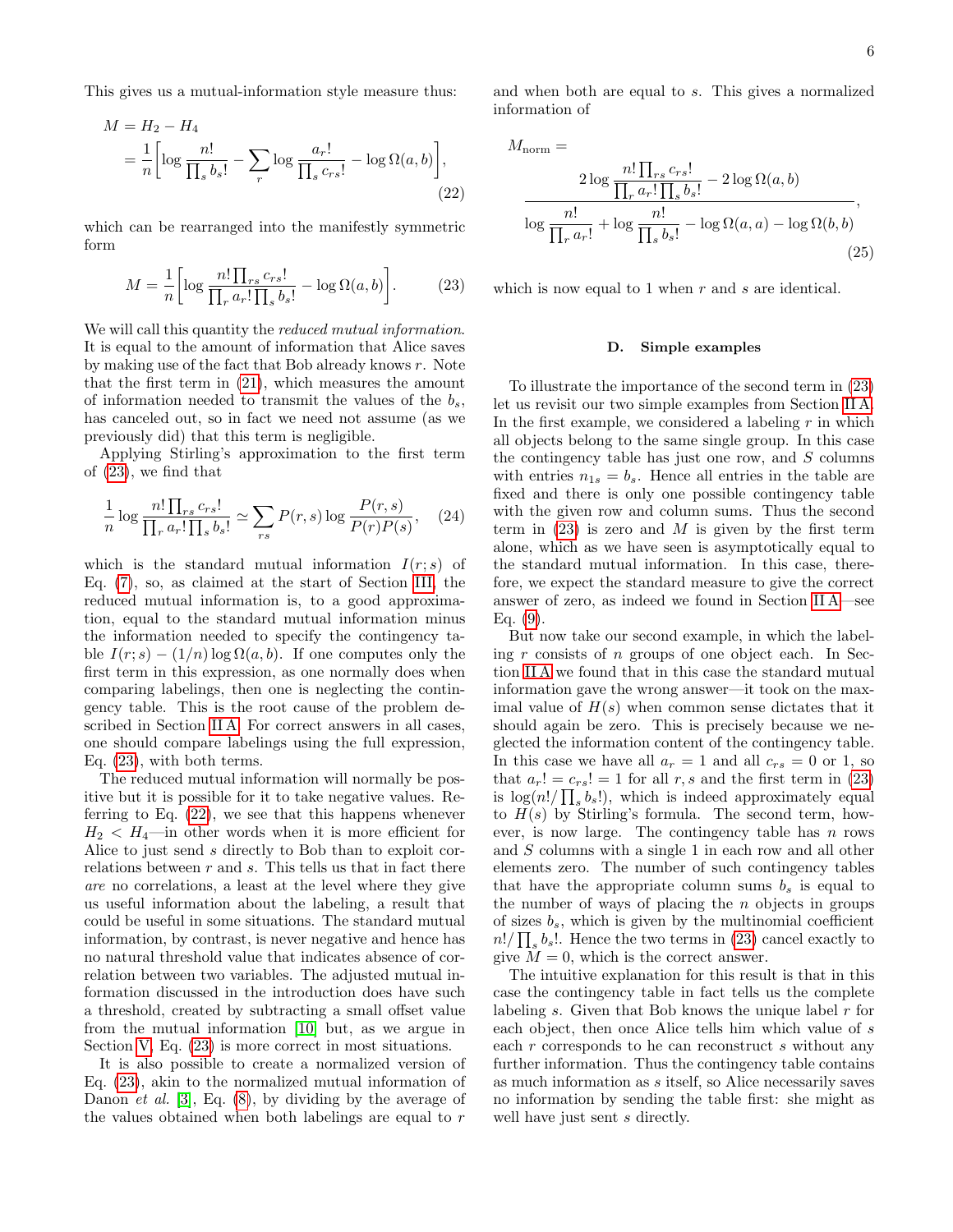This gives us a mutual-information style measure thus:

$$M = H_2 - H_4$$
$$= \frac{1}{n}\biggl[\log\frac{n!}{\prod_s b_s!} - \sum_r \log\frac{a_r!}{\prod_s c_{rs}!} - \log\Omega(a,b)\biggr], \tag{22}$$

which can be rearranged into the manifestly symmetric form

$$M = \frac{1}{n}\biggl[\log\frac{n!\prod_{rs}c_{rs}!}{\prod_r a_r!\prod_s b_s!} - \log\Omega(a,b)\biggr]. \tag{23}$$

We will call this quantity the *reduced mutual information*. It is equal to the amount of information that Alice saves by making use of the fact that Bob already knows $r$. Note that the first term in (21), which measures the amount of information needed to transmit the values of the $b_s$, has canceled out, so in fact we need not assume (as we previously did) that this term is negligible.

Applying Stirling's approximation to the first term of (23), we find that

$$\frac{1}{n}\log\frac{n!\prod_{rs}c_{rs}!}{\prod_r a_r!\prod_s b_s!} \simeq \sum_{rs} P(r,s)\log\frac{P(r,s)}{P(r)P(s)}, \tag{24}$$

which is the standard mutual information $I(r;s)$ of Eq. (7), so, as claimed at the start of Section III, the reduced mutual information is, to a good approximation, equal to the standard mutual information minus the information needed to specify the contingency table $I(r;s) - (1/n)\log\Omega(a,b)$. If one computes only the first term in this expression, as one normally does when comparing labelings, then one is neglecting the contingency table. This is the root cause of the problem described in Section II A. For correct answers in all cases, one should compare labelings using the full expression, Eq. (23), with both terms.

The reduced mutual information will normally be positive but it is possible for it to take negative values. Referring to Eq. (22), we see that this happens whenever $H_2 < H_4$—in other words when it is more efficient for Alice to just send $s$ directly to Bob than to exploit correlations between $r$ and $s$. This tells us that in fact there *are* no correlations, a least at the level where they give us useful information about the labeling, a result that could be useful in some situations. The standard mutual information, by contrast, is never negative and hence has no natural threshold value that indicates absence of correlation between two variables. The adjusted mutual information discussed in the introduction does have such a threshold, created by subtracting a small offset value from the mutual information [10] but, as we argue in Section V, Eq. (23) is more correct in most situations.

It is also possible to create a normalized version of Eq. (23), akin to the normalized mutual information of Danon *et al.* [3], Eq. (8), by dividing by the average of the values obtained when both labelings are equal to $r$ and when both are equal to $s$. This gives a normalized information of

$$M_{\text{norm}} = \frac{2\log\dfrac{n!\prod_{rs}c_{rs}!}{\prod_r a_r!\prod_s b_s!} - 2\log\Omega(a,b)}{\log\dfrac{n!}{\prod_r a_r!} + \log\dfrac{n!}{\prod_s b_s!} - \log\Omega(a,a) - \log\Omega(b,b)}, \tag{25}$$

which is now equal to 1 when $r$ and $s$ are identical.

### D. Simple examples

To illustrate the importance of the second term in (23) let us revisit our two simple examples from Section II A. In the first example, we considered a labeling $r$ in which all objects belong to the same single group. In this case the contingency table has just one row, and $S$ columns with entries $n_{1s} = b_s$. Hence all entries in the table are fixed and there is only one possible contingency table with the given row and column sums. Thus the second term in (23) is zero and $M$ is given by the first term alone, which as we have seen is asymptotically equal to the standard mutual information. In this case, therefore, we expect the standard measure to give the correct answer of zero, as indeed we found in Section II A—see Eq. (9).

But now take our second example, in which the labeling $r$ consists of $n$ groups of one object each. In Section II A we found that in this case the standard mutual information gave the wrong answer—it took on the maximal value of $H(s)$ when common sense dictates that it should again be zero. This is precisely because we neglected the information content of the contingency table. In this case we have all $a_r = 1$ and all $c_{rs} = 0$ or 1, so that $a_r! = c_{rs}! = 1$ for all $r, s$ and the first term in (23) is $\log(n!/\prod_s b_s!)$, which is indeed approximately equal to $H(s)$ by Stirling's formula. The second term, however, is now large. The contingency table has $n$ rows and $S$ columns with a single 1 in each row and all other elements zero. The number of such contingency tables that have the appropriate column sums $b_s$ is equal to the number of ways of placing the $n$ objects in groups of sizes $b_s$, which is given by the multinomial coefficient $n!/\prod_s b_s!$. Hence the two terms in (23) cancel exactly to give $M = 0$, which is the correct answer.

The intuitive explanation for this result is that in this case the contingency table in fact tells us the complete labeling $s$. Given that Bob knows the unique label $r$ for each object, then once Alice tells him which value of $s$ each $r$ corresponds to he can reconstruct $s$ without any further information. Thus the contingency table contains as much information as $s$ itself, so Alice necessarily saves no information by sending the table first: she might as well have just sent $s$ directly.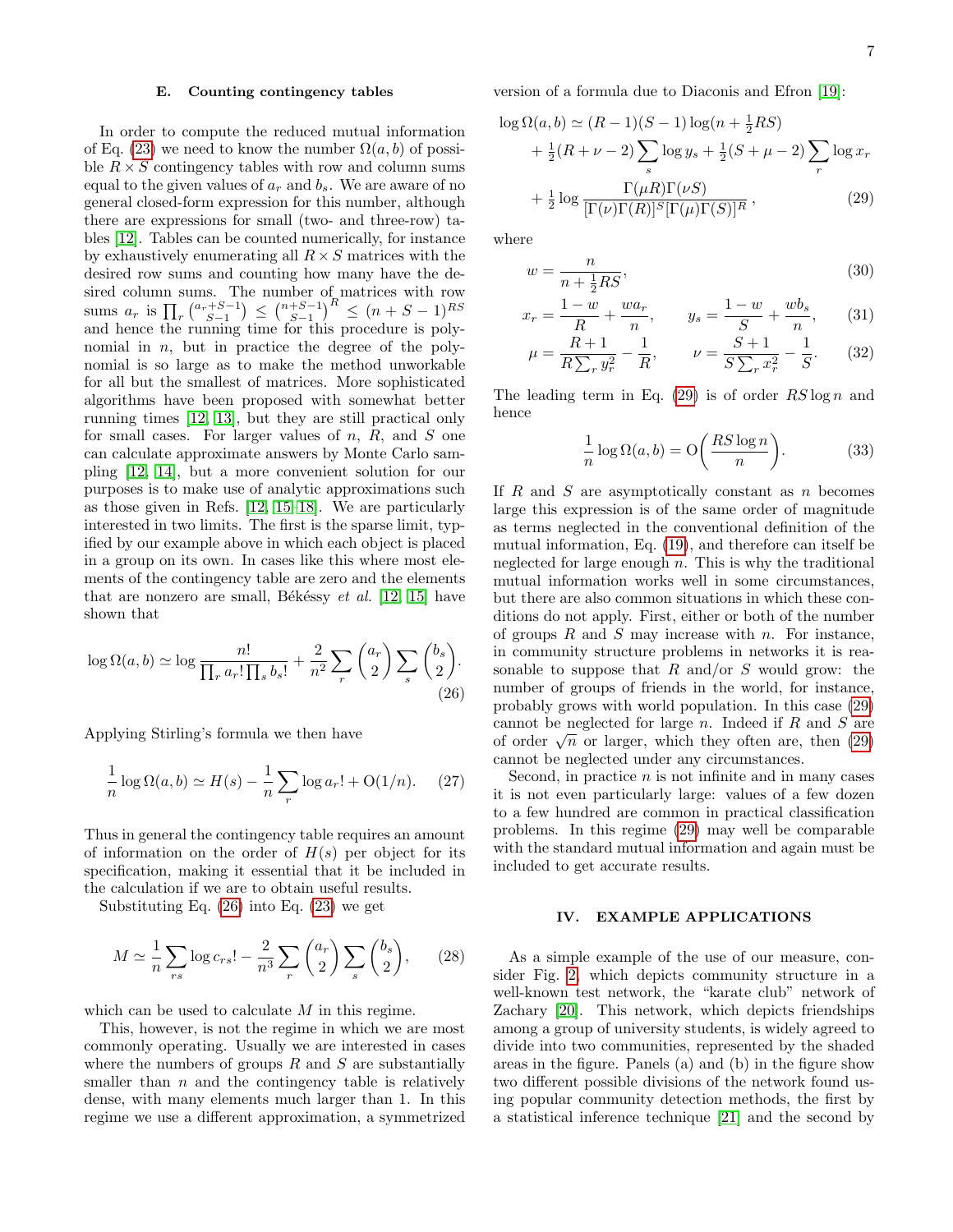### E. Counting contingency tables

In order to compute the reduced mutual information of Eq. (23) we need to know the number $\Omega(a,b)$ of possible $R \times S$ contingency tables with row and column sums equal to the given values of $a_r$ and $b_s$. We are aware of no general closed-form expression for this number, although there are expressions for small (two- and three-row) tables [12]. Tables can be counted numerically, for instance by exhaustively enumerating all $R \times S$ matrices with the desired row sums and counting how many have the desired column sums. The number of matrices with row sums $a_r$ is $\prod_r \binom{a_r+S-1}{S-1} \le \binom{n+S-1}{S-1}^R \le (n+S-1)^{RS}$ and hence the running time for this procedure is polynomial in $n$, but in practice the degree of the polynomial is so large as to make the method unworkable for all but the smallest of matrices. More sophisticated algorithms have been proposed with somewhat better running times [12, 13], but they are still practical only for small cases. For larger values of $n$, $R$, and $S$ one can calculate approximate answers by Monte Carlo sampling [12, 14], but a more convenient solution for our purposes is to make use of analytic approximations such as those given in Refs. [12, 15–18]. We are particularly interested in two limits. The first is the sparse limit, typified by our example above in which each object is placed in a group on its own. In cases like this where most elements of the contingency table are zero and the elements that are nonzero are small, Békéssy *et al.* [12, 15] have shown that

$$\log \Omega(a,b) \simeq \log \frac{n!}{\prod_r a_r! \prod_s b_s!} + \frac{2}{n^2} \sum_r \binom{a_r}{2} \sum_s \binom{b_s}{2}. \tag{26}$$

Applying Stirling's formula we then have

$$\frac{1}{n} \log \Omega(a,b) \simeq H(s) - \frac{1}{n} \sum_r \log a_r! + \mathrm{O}(1/n). \tag{27}$$

Thus in general the contingency table requires an amount of information on the order of $H(s)$ per object for its specification, making it essential that it be included in the calculation if we are to obtain useful results.

Substituting Eq. (26) into Eq. (23) we get

$$M \simeq \frac{1}{n} \sum_{rs} \log c_{rs}! - \frac{2}{n^3} \sum_r \binom{a_r}{2} \sum_s \binom{b_s}{2}, \tag{28}$$

which can be used to calculate $M$ in this regime.

This, however, is not the regime in which we are most commonly operating. Usually we are interested in cases where the numbers of groups $R$ and $S$ are substantially smaller than $n$ and the contingency table is relatively dense, with many elements much larger than 1. In this regime we use a different approximation, a symmetrized version of a formula due to Diaconis and Efron [19]:

$$\begin{aligned}
\log \Omega(a,b) \simeq{}& (R-1)(S-1)\log(n + \tfrac{1}{2}RS) \\
&+ \tfrac{1}{2}(R+\nu-2)\sum_s \log y_s + \tfrac{1}{2}(S+\mu-2)\sum_r \log x_r \\
&+ \tfrac{1}{2}\log \frac{\Gamma(\mu R)\Gamma(\nu S)}{[\Gamma(\nu)\Gamma(R)]^S[\Gamma(\mu)\Gamma(S)]^R},
\end{aligned} \tag{29}$$

where

$$w = \frac{n}{n + \frac{1}{2}RS}, \tag{30}$$

$$x_r = \frac{1-w}{R} + \frac{w a_r}{n}, \qquad y_s = \frac{1-w}{S} + \frac{w b_s}{n}, \tag{31}$$

$$\mu = \frac{R+1}{R\sum_r y_r^2} - \frac{1}{R}, \qquad \nu = \frac{S+1}{S\sum_r x_r^2} - \frac{1}{S}. \tag{32}$$

The leading term in Eq. (29) is of order $RS \log n$ and hence

$$\frac{1}{n} \log \Omega(a,b) = \mathrm{O}\biggl(\frac{RS\log n}{n}\biggr). \tag{33}$$

If $R$ and $S$ are asymptotically constant as $n$ becomes large this expression is of the same order of magnitude as terms neglected in the conventional definition of the mutual information, Eq. (19), and therefore can itself be neglected for large enough $n$. This is why the traditional mutual information works well in some circumstances, but there are also common situations in which these conditions do not apply. First, either or both of the number of groups $R$ and $S$ may increase with $n$. For instance, in community structure problems in networks it is reasonable to suppose that $R$ and/or $S$ would grow: the number of groups of friends in the world, for instance, probably grows with world population. In this case (29) cannot be neglected for large $n$. Indeed if $R$ and $S$ are of order $\sqrt{n}$ or larger, which they often are, then (29) cannot be neglected under any circumstances.

Second, in practice $n$ is not infinite and in many cases it is not even particularly large: values of a few dozen to a few hundred are common in practical classification problems. In this regime (29) may well be comparable with the standard mutual information and again must be included to get accurate results.

## IV. EXAMPLE APPLICATIONS

As a simple example of the use of our measure, consider Fig. 2, which depicts community structure in a well-known test network, the "karate club" network of Zachary [20]. This network, which depicts friendships among a group of university students, is widely agreed to divide into two communities, represented by the shaded areas in the figure. Panels (a) and (b) in the figure show two different possible divisions of the network found using popular community detection methods, the first by a statistical inference technique [21] and the second by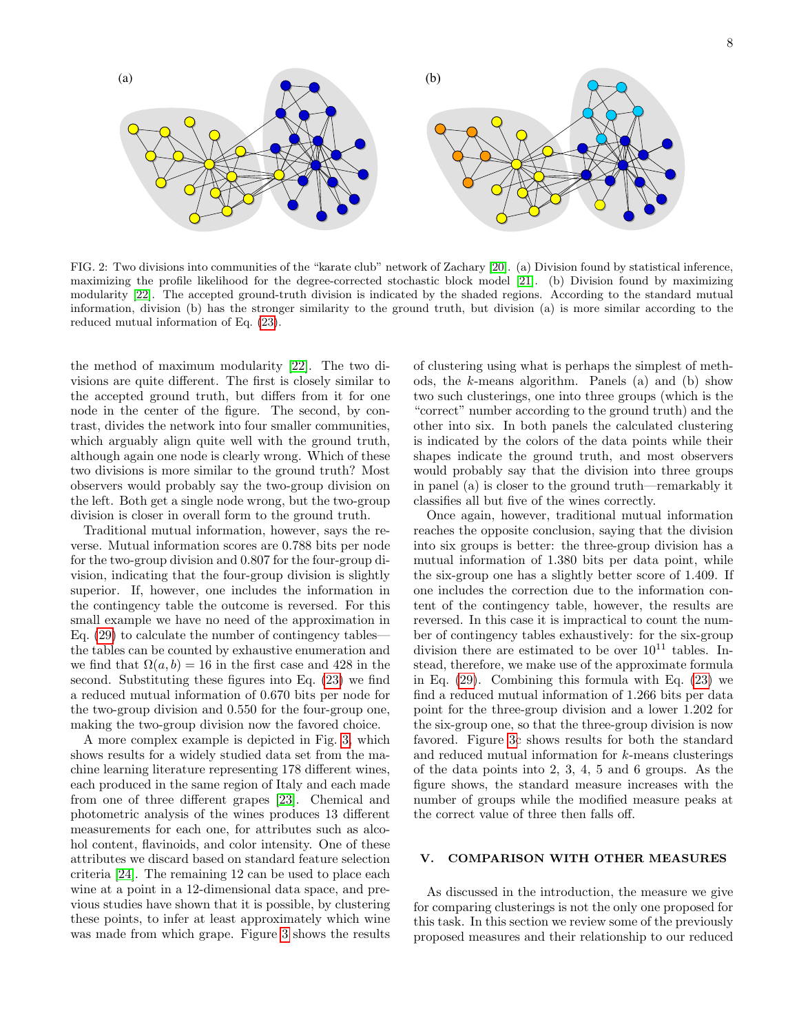FIG. 2: Two divisions into communities of the "karate club" network of Zachary [20]. (a) Division found by statistical inference, maximizing the profile likelihood for the degree-corrected stochastic block model [21]. (b) Division found by maximizing modularity [22]. The accepted ground-truth division is indicated by the shaded regions. According to the standard mutual information, division (b) has the stronger similarity to the ground truth, but division (a) is more similar according to the reduced mutual information of Eq. (23).

the method of maximum modularity [22]. The two divisions are quite different. The first is closely similar to the accepted ground truth, but differs from it for one node in the center of the figure. The second, by contrast, divides the network into four smaller communities, which arguably align quite well with the ground truth, although again one node is clearly wrong. Which of these two divisions is more similar to the ground truth? Most observers would probably say the two-group division on the left. Both get a single node wrong, but the two-group division is closer in overall form to the ground truth.

Traditional mutual information, however, says the reverse. Mutual information scores are 0.788 bits per node for the two-group division and 0.807 for the four-group division, indicating that the four-group division is slightly superior. If, however, one includes the information in the contingency table the outcome is reversed. For this small example we have no need of the approximation in Eq. (29) to calculate the number of contingency tables—the tables can be counted by exhaustive enumeration and we find that $\Omega(a, b) = 16$ in the first case and 428 in the second. Substituting these figures into Eq. (23) we find a reduced mutual information of 0.670 bits per node for the two-group division and 0.550 for the four-group one, making the two-group division now the favored choice.

A more complex example is depicted in Fig. 3, which shows results for a widely studied data set from the machine learning literature representing 178 different wines, each produced in the same region of Italy and each made from one of three different grapes [23]. Chemical and photometric analysis of the wines produces 13 different measurements for each one, for attributes such as alcohol content, flavinoids, and color intensity. One of these attributes we discard based on standard feature selection criteria [24]. The remaining 12 can be used to place each wine at a point in a 12-dimensional data space, and previous studies have shown that it is possible, by clustering these points, to infer at least approximately which wine was made from which grape. Figure 3 shows the results of clustering using what is perhaps the simplest of methods, the $k$-means algorithm. Panels (a) and (b) show two such clusterings, one into three groups (which is the "correct" number according to the ground truth) and the other into six. In both panels the calculated clustering is indicated by the colors of the data points while their shapes indicate the ground truth, and most observers would probably say that the division into three groups in panel (a) is closer to the ground truth—remarkably it classifies all but five of the wines correctly.

Once again, however, traditional mutual information reaches the opposite conclusion, saying that the division into six groups is better: the three-group division has a mutual information of 1.380 bits per data point, while the six-group one has a slightly better score of 1.409. If one includes the correction due to the information content of the contingency table, however, the results are reversed. In this case it is impractical to count the number of contingency tables exhaustively: for the six-group division there are estimated to be over $10^{11}$ tables. Instead, therefore, we make use of the approximate formula in Eq. (29). Combining this formula with Eq. (23) we find a reduced mutual information of 1.266 bits per data point for the three-group division and a lower 1.202 for the six-group one, so that the three-group division is now favored. Figure 3c shows results for both the standard and reduced mutual information for $k$-means clusterings of the data points into 2, 3, 4, 5 and 6 groups. As the figure shows, the standard measure increases with the number of groups while the modified measure peaks at the correct value of three then falls off.

## V. COMPARISON WITH OTHER MEASURES

As discussed in the introduction, the measure we give for comparing clusterings is not the only one proposed for this task. In this section we review some of the previously proposed measures and their relationship to our reduced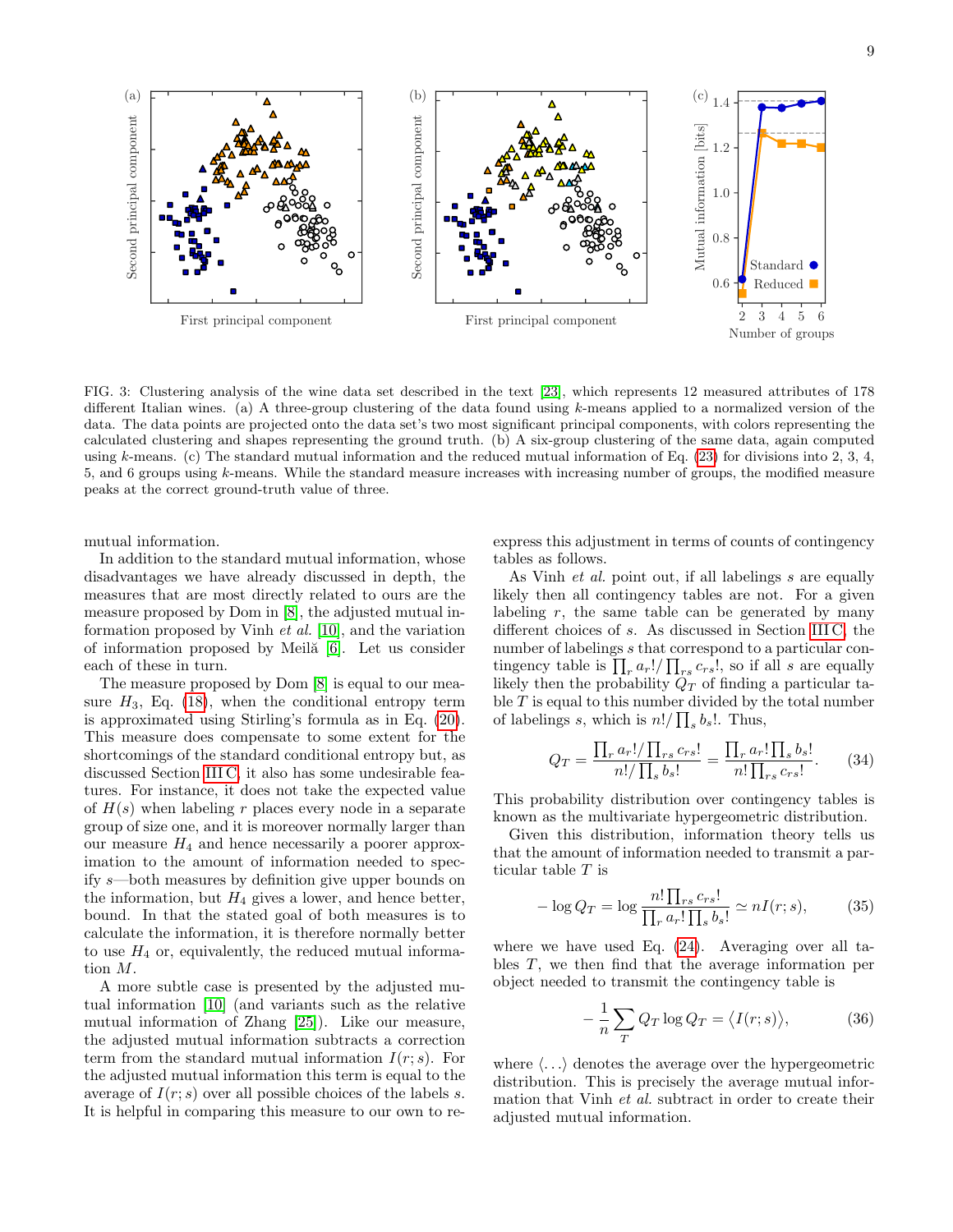FIG. 3: Clustering analysis of the wine data set described in the text [23], which represents 12 measured attributes of 178 different Italian wines. (a) A three-group clustering of the data found using $k$-means applied to a normalized version of the data. The data points are projected onto the data set's two most significant principal components, with colors representing the calculated clustering and shapes representing the ground truth. (b) A six-group clustering of the same data, again computed using $k$-means. (c) The standard mutual information and the reduced mutual information of Eq. (23) for divisions into 2, 3, 4, 5, and 6 groups using $k$-means. While the standard measure increases with increasing number of groups, the modified measure peaks at the correct ground-truth value of three.

mutual information.

In addition to the standard mutual information, whose disadvantages we have already discussed in depth, the measures that are most directly related to ours are the measure proposed by Dom in [8], the adjusted mutual information proposed by Vinh *et al.* [10], and the variation of information proposed by Meilă [6]. Let us consider each of these in turn.

The measure proposed by Dom [8] is equal to our measure $H_3$, Eq. (18), when the conditional entropy term is approximated using Stirling's formula as in Eq. (20). This measure does compensate to some extent for the shortcomings of the standard conditional entropy but, as discussed Section III C, it also has some undesirable features. For instance, it does not take the expected value of $H(s)$ when labeling $r$ places every node in a separate group of size one, and it is moreover normally larger than our measure $H_4$ and hence necessarily a poorer approximation to the amount of information needed to specify $s$—both measures by definition give upper bounds on the information, but $H_4$ gives a lower, and hence better, bound. In that the stated goal of both measures is to calculate the information, it is therefore normally better to use $H_4$ or, equivalently, the reduced mutual information $M$.

A more subtle case is presented by the adjusted mutual information [10] (and variants such as the relative mutual information of Zhang [25]). Like our measure, the adjusted mutual information subtracts a correction term from the standard mutual information $I(r;s)$. For the adjusted mutual information this term is equal to the average of $I(r;s)$ over all possible choices of the labels $s$. It is helpful in comparing this measure to our own to re-express this adjustment in terms of counts of contingency tables as follows.

As Vinh *et al.* point out, if all labelings $s$ are equally likely then all contingency tables are not. For a given labeling $r$, the same table can be generated by many different choices of $s$. As discussed in Section III C, the number of labelings $s$ that correspond to a particular contingency table is $\prod_r a_r!/\prod_{rs} c_{rs}!$, so if all $s$ are equally likely then the probability $Q_T$ of finding a particular table $T$ is equal to this number divided by the total number of labelings $s$, which is $n!/\prod_s b_s!$. Thus,

$$Q_T = \frac{\prod_r a_r!/\prod_{rs} c_{rs}!}{n!/\prod_s b_s!} = \frac{\prod_r a_r! \prod_s b_s!}{n! \prod_{rs} c_{rs}!}. \tag{34}$$

This probability distribution over contingency tables is known as the multivariate hypergeometric distribution.

Given this distribution, information theory tells us that the amount of information needed to transmit a particular table $T$ is

$$-\log Q_T = \log \frac{n! \prod_{rs} c_{rs}!}{\prod_r a_r! \prod_s b_s!} \simeq nI(r;s), \tag{35}$$

where we have used Eq. (24). Averaging over all tables $T$, we then find that the average information per object needed to transmit the contingency table is

$$-\frac{1}{n}\sum_T Q_T \log Q_T = \langle I(r;s) \rangle, \tag{36}$$

where $\langle \ldots \rangle$ denotes the average over the hypergeometric distribution. This is precisely the average mutual information that Vinh *et al.* subtract in order to create their adjusted mutual information.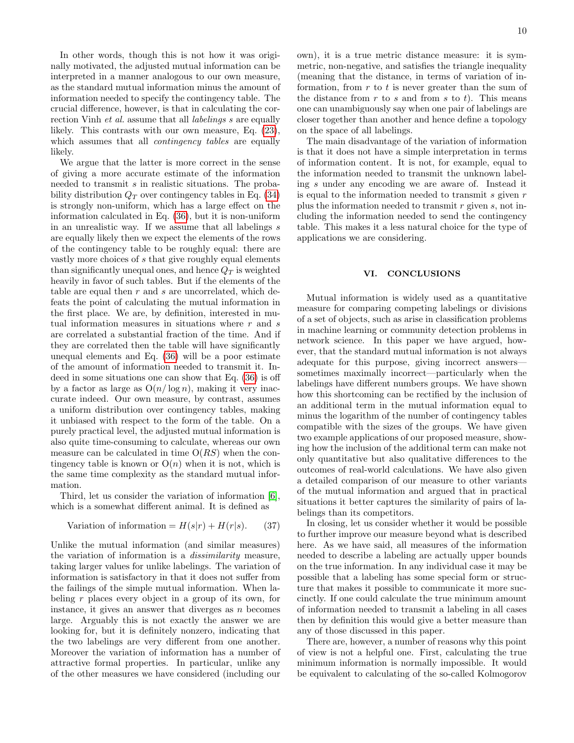In other words, though this is not how it was originally motivated, the adjusted mutual information can be interpreted in a manner analogous to our own measure, as the standard mutual information minus the amount of information needed to specify the contingency table. The crucial difference, however, is that in calculating the correction Vinh *et al.* assume that all *labelings* $s$ are equally likely. This contrasts with our own measure, Eq. (23), which assumes that all *contingency tables* are equally likely.

We argue that the latter is more correct in the sense of giving a more accurate estimate of the information needed to transmit $s$ in realistic situations. The probability distribution $Q_T$ over contingency tables in Eq. (34) is strongly non-uniform, which has a large effect on the information calculated in Eq. (36), but it is non-uniform in an unrealistic way. If we assume that all labelings $s$ are equally likely then we expect the elements of the rows of the contingency table to be roughly equal: there are vastly more choices of $s$ that give roughly equal elements than significantly unequal ones, and hence $Q_T$ is weighted heavily in favor of such tables. But if the elements of the table are equal then $r$ and $s$ are uncorrelated, which defeats the point of calculating the mutual information in the first place. We are, by definition, interested in mutual information measures in situations where $r$ and $s$ are correlated a substantial fraction of the time. And if they are correlated then the table will have significantly unequal elements and Eq. (36) will be a poor estimate of the amount of information needed to transmit it. Indeed in some situations one can show that Eq. (36) is off by a factor as large as $O(n/\log n)$, making it very inaccurate indeed. Our own measure, by contrast, assumes a uniform distribution over contingency tables, making it unbiased with respect to the form of the table. On a purely practical level, the adjusted mutual information is also quite time-consuming to calculate, whereas our own measure can be calculated in time $O(RS)$ when the contingency table is known or $O(n)$ when it is not, which is the same time complexity as the standard mutual information.

Third, let us consider the variation of information [6], which is a somewhat different animal. It is defined as

$$\text{Variation of information} = H(s|r) + H(r|s). \qquad (37)$$

Unlike the mutual information (and similar measures) the variation of information is a *dissimilarity* measure, taking larger values for unlike labelings. The variation of information is satisfactory in that it does not suffer from the failings of the simple mutual information. When labeling $r$ places every object in a group of its own, for instance, it gives an answer that diverges as $n$ becomes large. Arguably this is not exactly the answer we are looking for, but it is definitely nonzero, indicating that the two labelings are very different from one another. Moreover the variation of information has a number of attractive formal properties. In particular, unlike any of the other measures we have considered (including our own), it is a true metric distance measure: it is symmetric, non-negative, and satisfies the triangle inequality (meaning that the distance, in terms of variation of information, from $r$ to $t$ is never greater than the sum of the distance from $r$ to $s$ and from $s$ to $t$). This means one can unambiguously say when one pair of labelings are closer together than another and hence define a topology on the space of all labelings.

The main disadvantage of the variation of information is that it does not have a simple interpretation in terms of information content. It is not, for example, equal to the information needed to transmit the unknown labeling $s$ under any encoding we are aware of. Instead it is equal to the information needed to transmit $s$ given $r$ plus the information needed to transmit $r$ given $s$, not including the information needed to send the contingency table. This makes it a less natural choice for the type of applications we are considering.

## VI. CONCLUSIONS

Mutual information is widely used as a quantitative measure for comparing competing labelings or divisions of a set of objects, such as arise in classification problems in machine learning or community detection problems in network science. In this paper we have argued, however, that the standard mutual information is not always adequate for this purpose, giving incorrect answers—sometimes maximally incorrect—particularly when the labelings have different numbers groups. We have shown how this shortcoming can be rectified by the inclusion of an additional term in the mutual information equal to minus the logarithm of the number of contingency tables compatible with the sizes of the groups. We have given two example applications of our proposed measure, showing how the inclusion of the additional term can make not only quantitative but also qualitative differences to the outcomes of real-world calculations. We have also given a detailed comparison of our measure to other variants of the mutual information and argued that in practical situations it better captures the similarity of pairs of labelings than its competitors.

In closing, let us consider whether it would be possible to further improve our measure beyond what is described here. As we have said, all measures of the information needed to describe a labeling are actually upper bounds on the true information. In any individual case it may be possible that a labeling has some special form or structure that makes it possible to communicate it more succinctly. If one could calculate the true minimum amount of information needed to transmit a labeling in all cases then by definition this would give a better measure than any of those discussed in this paper.

There are, however, a number of reasons why this point of view is not a helpful one. First, calculating the true minimum information is normally impossible. It would be equivalent to calculating of the so-called Kolmogorov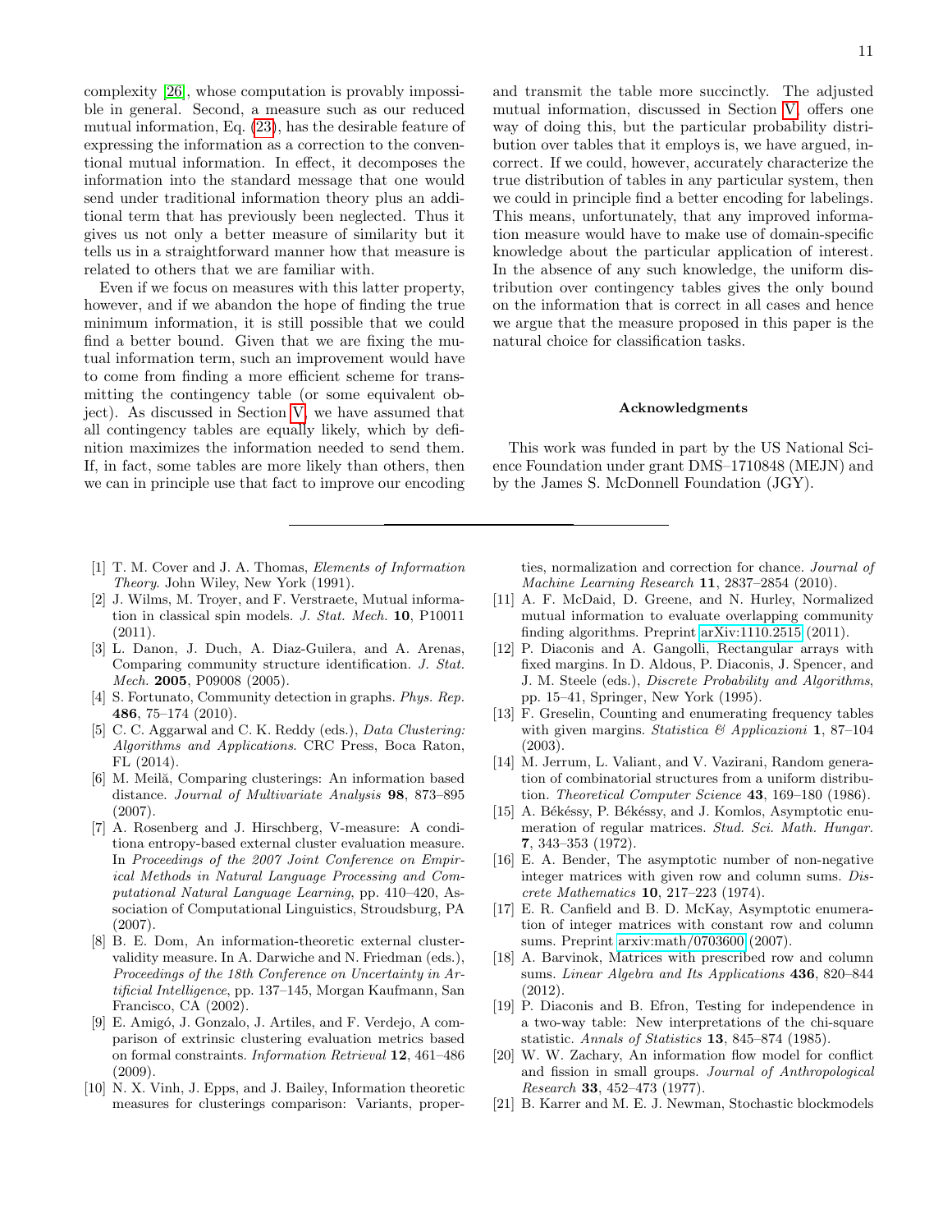complexity [26], whose computation is provably impossible in general. Second, a measure such as our reduced mutual information, Eq. (23), has the desirable feature of expressing the information as a correction to the conventional mutual information. In effect, it decomposes the information into the standard message that one would send under traditional information theory plus an additional term that has previously been neglected. Thus it gives us not only a better measure of similarity but it tells us in a straightforward manner how that measure is related to others that we are familiar with.

Even if we focus on measures with this latter property, however, and if we abandon the hope of finding the true minimum information, it is still possible that we could find a better bound. Given that we are fixing the mutual information term, such an improvement would have to come from finding a more efficient scheme for transmitting the contingency table (or some equivalent object). As discussed in Section V, we have assumed that all contingency tables are equally likely, which by definition maximizes the information needed to send them. If, in fact, some tables are more likely than others, then we can in principle use that fact to improve our encoding and transmit the table more succinctly. The adjusted mutual information, discussed in Section V, offers one way of doing this, but the particular probability distribution over tables that it employs is, we have argued, incorrect. If we could, however, accurately characterize the true distribution of tables in any particular system, then we could in principle find a better encoding for labelings. This means, unfortunately, that any improved information measure would have to make use of domain-specific knowledge about the particular application of interest. In the absence of any such knowledge, the uniform distribution over contingency tables gives the only bound on the information that is correct in all cases and hence we argue that the measure proposed in this paper is the natural choice for classification tasks.

### Acknowledgments

This work was funded in part by the US National Science Foundation under grant DMS–1710848 (MEJN) and by the James S. McDonnell Foundation (JGY).

---

[1] T. M. Cover and J. A. Thomas, *Elements of Information Theory*. John Wiley, New York (1991).

[2] J. Wilms, M. Troyer, and F. Verstraete, Mutual information in classical spin models. *J. Stat. Mech.* **10**, P10011 (2011).

[3] L. Danon, J. Duch, A. Diaz-Guilera, and A. Arenas, Comparing community structure identification. *J. Stat. Mech.* **2005**, P09008 (2005).

[4] S. Fortunato, Community detection in graphs. *Phys. Rep.* **486**, 75–174 (2010).

[5] C. C. Aggarwal and C. K. Reddy (eds.), *Data Clustering: Algorithms and Applications*. CRC Press, Boca Raton, FL (2014).

[6] M. Meilă, Comparing clusterings: An information based distance. *Journal of Multivariate Analysis* **98**, 873–895 (2007).

[7] A. Rosenberg and J. Hirschberg, V-measure: A conditiona entropy-based external cluster evaluation measure. In *Proceedings of the 2007 Joint Conference on Empirical Methods in Natural Language Processing and Computational Natural Language Learning*, pp. 410–420, Association of Computational Linguistics, Stroudsburg, PA (2007).

[8] B. E. Dom, An information-theoretic external cluster-validity measure. In A. Darwiche and N. Friedman (eds.), *Proceedings of the 18th Conference on Uncertainty in Artificial Intelligence*, pp. 137–145, Morgan Kaufmann, San Francisco, CA (2002).

[9] E. Amigó, J. Gonzalo, J. Artiles, and F. Verdejo, A comparison of extrinsic clustering evaluation metrics based on formal constraints. *Information Retrieval* **12**, 461–486 (2009).

[10] N. X. Vinh, J. Epps, and J. Bailey, Information theoretic measures for clusterings comparison: Variants, properties, normalization and correction for chance. *Journal of Machine Learning Research* **11**, 2837–2854 (2010).

[11] A. F. McDaid, D. Greene, and N. Hurley, Normalized mutual information to evaluate overlapping community finding algorithms. Preprint arXiv:1110.2515 (2011).

[12] P. Diaconis and A. Gangolli, Rectangular arrays with fixed margins. In D. Aldous, P. Diaconis, J. Spencer, and J. M. Steele (eds.), *Discrete Probability and Algorithms*, pp. 15–41, Springer, New York (1995).

[13] F. Greselin, Counting and enumerating frequency tables with given margins. *Statistica & Applicazioni* **1**, 87–104 (2003).

[14] M. Jerrum, L. Valiant, and V. Vazirani, Random generation of combinatorial structures from a uniform distribution. *Theoretical Computer Science* **43**, 169–180 (1986).

[15] A. Békéssy, P. Békéssy, and J. Komlos, Asymptotic enumeration of regular matrices. *Stud. Sci. Math. Hungar.* **7**, 343–353 (1972).

[16] E. A. Bender, The asymptotic number of non-negative integer matrices with given row and column sums. *Discrete Mathematics* **10**, 217–223 (1974).

[17] E. R. Canfield and B. D. McKay, Asymptotic enumeration of integer matrices with constant row and column sums. Preprint arxiv:math/0703600 (2007).

[18] A. Barvinok, Matrices with prescribed row and column sums. *Linear Algebra and Its Applications* **436**, 820–844 (2012).

[19] P. Diaconis and B. Efron, Testing for independence in a two-way table: New interpretations of the chi-square statistic. *Annals of Statistics* **13**, 845–874 (1985).

[20] W. W. Zachary, An information flow model for conflict and fission in small groups. *Journal of Anthropological Research* **33**, 452–473 (1977).

[21] B. Karrer and M. E. J. Newman, Stochastic blockmodels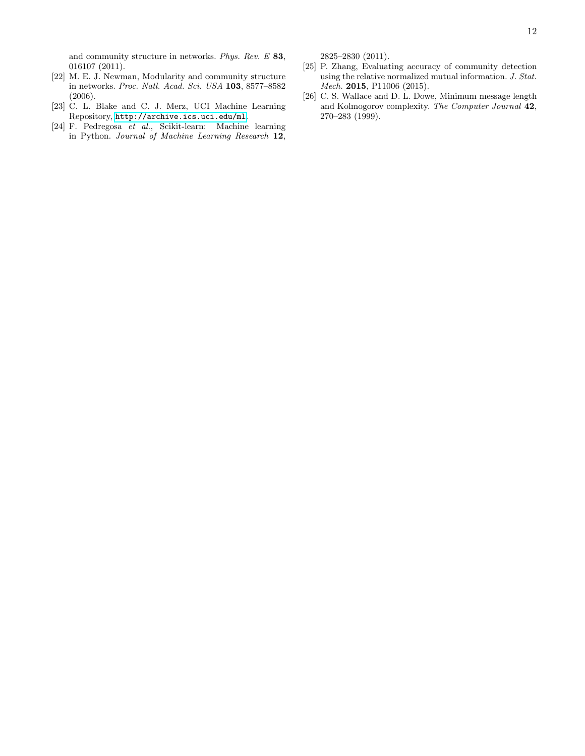and community structure in networks. *Phys. Rev. E* **83**, 016107 (2011).

[22] M. E. J. Newman, Modularity and community structure in networks. *Proc. Natl. Acad. Sci. USA* **103**, 8577–8582 (2006).

[23] C. L. Blake and C. J. Merz, UCI Machine Learning Repository, `http://archive.ics.uci.edu/ml`.

[24] F. Pedregosa *et al.*, Scikit-learn: Machine learning in Python. *Journal of Machine Learning Research* **12**, 2825–2830 (2011).

[25] P. Zhang, Evaluating accuracy of community detection using the relative normalized mutual information. *J. Stat. Mech.* **2015**, P11006 (2015).

[26] C. S. Wallace and D. L. Dowe, Minimum message length and Kolmogorov complexity. *The Computer Journal* **42**, 270–283 (1999).